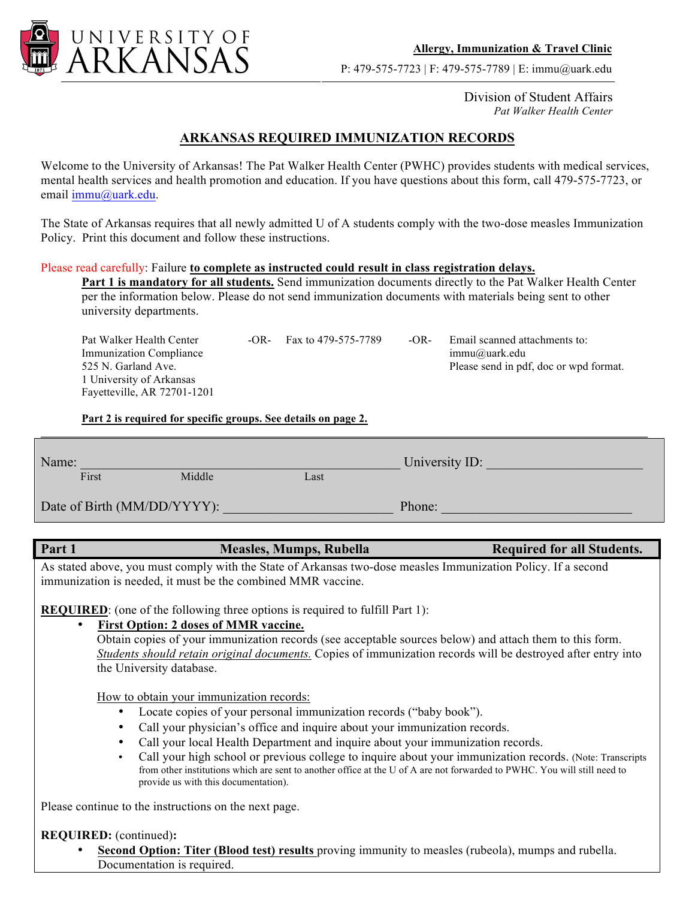UNIVERSITY OF ARKANSAS

**Allergy, Immunization & Travel Clinic**

P: 479-575-7723 | F: 479-575-7789 | E: immu@uark.edu

Division of Student Affairs
*Pat Walker Health Center*

# ARKANSAS REQUIRED IMMUNIZATION RECORDS

Welcome to the University of Arkansas! The Pat Walker Health Center (PWHC) provides students with medical services, mental health services and health promotion and education. If you have questions about this form, call 479-575-7723, or email immu@uark.edu.

The State of Arkansas requires that all newly admitted U of A students comply with the two-dose measles Immunization Policy. Print this document and follow these instructions.

Please read carefully: Failure **to complete as instructed could result in class registration delays.**

**Part 1 is mandatory for all students.** Send immunization documents directly to the Pat Walker Health Center per the information below. Please do not send immunization documents with materials being sent to other university departments.

Pat Walker Health Center
Immunization Compliance
525 N. Garland Ave.
1 University of Arkansas
Fayetteville, AR 72701-1201

-OR- Fax to 479-575-7789

-OR- Email scanned attachments to: immu@uark.edu
Please send in pdf, doc or wpd format.

**Part 2 is required for specific groups. See details on page 2.**

Name: ______________________________________ University ID: ____________________
First Middle Last

Date of Birth (MM/DD/YYYY): ____________________ Phone: ________________________

## Part 1 — Measles, Mumps, Rubella — Required for all Students.

As stated above, you must comply with the State of Arkansas two-dose measles Immunization Policy. If a second immunization is needed, it must be the combined MMR vaccine.

**REQUIRED**: (one of the following three options is required to fulfill Part 1):

- **First Option: 2 doses of MMR vaccine.**
  Obtain copies of your immunization records (see acceptable sources below) and attach them to this form. *Students should retain original documents.* Copies of immunization records will be destroyed after entry into the University database.

  How to obtain your immunization records:
  - Locate copies of your personal immunization records ("baby book").
  - Call your physician's office and inquire about your immunization records.
  - Call your local Health Department and inquire about your immunization records.
  - Call your high school or previous college to inquire about your immunization records. (Note: Transcripts from other institutions which are sent to another office at the U of A are not forwarded to PWHC. You will still need to provide us with this documentation).

Please continue to the instructions on the next page.

**REQUIRED:** (continued)**:**

- **Second Option: Titer (Blood test) results** proving immunity to measles (rubeola), mumps and rubella. Documentation is required.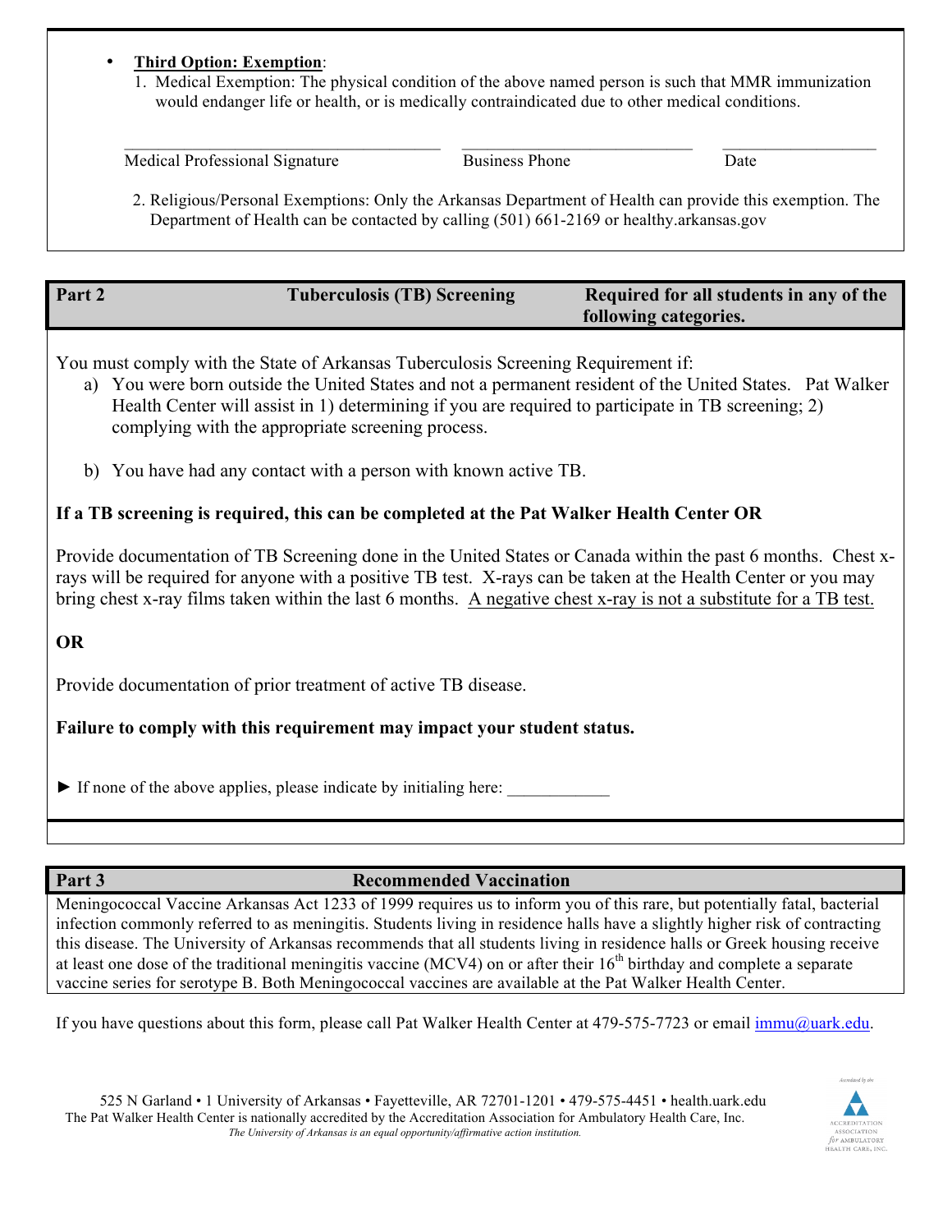- **Third Option: Exemption**:
  1. Medical Exemption: The physical condition of the above named person is such that MMR immunization would endanger life or health, or is medically contraindicated due to other medical conditions.

  ______________________________ ______________________ _______________

  Medical Professional Signature Business Phone Date

  2. Religious/Personal Exemptions: Only the Arkansas Department of Health can provide this exemption. The Department of Health can be contacted by calling (501) 661-2169 or healthy.arkansas.gov

| **Part 2** | **Tuberculosis (TB) Screening** | **Required for all students in any of the following categories.** |
|---|---|---|

You must comply with the State of Arkansas Tuberculosis Screening Requirement if:

a) You were born outside the United States and not a permanent resident of the United States. Pat Walker Health Center will assist in 1) determining if you are required to participate in TB screening; 2) complying with the appropriate screening process.

b) You have had any contact with a person with known active TB.

**If a TB screening is required, this can be completed at the Pat Walker Health Center OR**

Provide documentation of TB Screening done in the United States or Canada within the past 6 months. Chest x-rays will be required for anyone with a positive TB test. X-rays can be taken at the Health Center or you may bring chest x-ray films taken within the last 6 months. <u>A negative chest x-ray is not a substitute for a TB test.</u>

**OR**

Provide documentation of prior treatment of active TB disease.

**Failure to comply with this requirement may impact your student status.**

► If none of the above applies, please indicate by initialing here: ___________

| **Part 3** | **Recommended Vaccination** |
|---|---|

Meningococcal Vaccine Arkansas Act 1233 of 1999 requires us to inform you of this rare, but potentially fatal, bacterial infection commonly referred to as meningitis. Students living in residence halls have a slightly higher risk of contracting this disease. The University of Arkansas recommends that all students living in residence halls or Greek housing receive at least one dose of the traditional meningitis vaccine (MCV4) on or after their 16$^{th}$ birthday and complete a separate vaccine series for serotype B. Both Meningococcal vaccines are available at the Pat Walker Health Center.

If you have questions about this form, please call Pat Walker Health Center at 479-575-7723 or email immu@uark.edu.

525 N Garland • 1 University of Arkansas • Fayetteville, AR 72701-1201 • 479-575-4451 • health.uark.edu
The Pat Walker Health Center is nationally accredited by the Accreditation Association for Ambulatory Health Care, Inc.
*The University of Arkansas is an equal opportunity/affirmative action institution.*